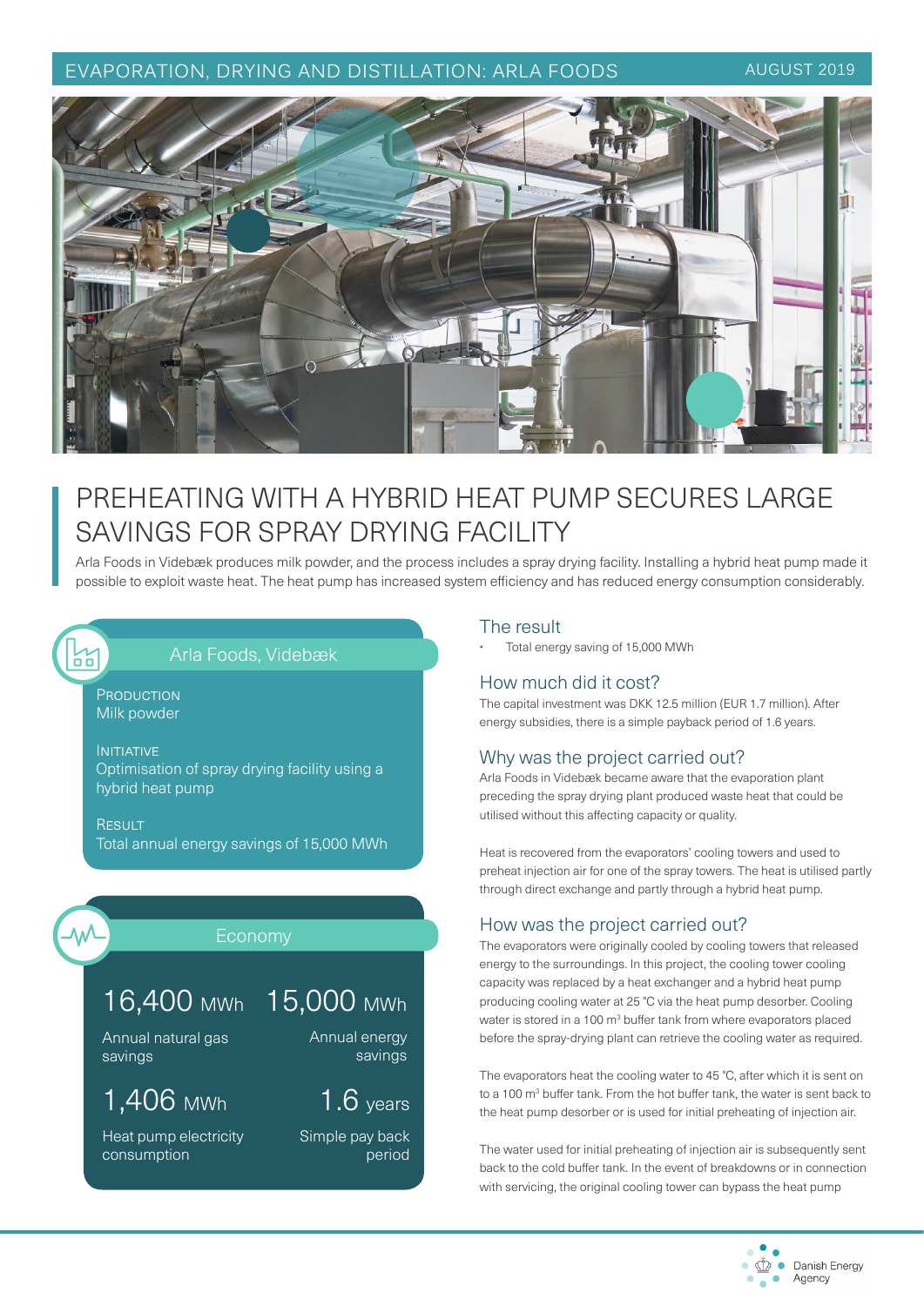EVAPORATION, DRYING AND DISTILLATION: ARLA FOODS

AUGUST 2019

# PREHEATING WITH A HYBRID HEAT PUMP SECURES LARGE SAVINGS FOR SPRAY DRYING FACILITY

Arla Foods in Videbæk produces milk powder, and the process includes a spray drying facility. Installing a hybrid heat pump made it possible to exploit waste heat. The heat pump has increased system efficiency and has reduced energy consumption considerably.

## Arla Foods, Videbæk

**PRODUCTION**
Milk powder

**INITIATIVE**
Optimisation of spray drying facility using a hybrid heat pump

**RESULT**
Total annual energy savings of 15,000 MWh

## Economy

| | |
|---|---|
| **16,400 MWh** Annual natural gas savings | **15,000 MWh** Annual energy savings |
| **1,406 MWh** Heat pump electricity consumption | **1.6 years** Simple pay back period |

## The result

- Total energy saving of 15,000 MWh

## How much did it cost?

The capital investment was DKK 12.5 million (EUR 1.7 million). After energy subsidies, there is a simple payback period of 1.6 years.

## Why was the project carried out?

Arla Foods in Videbæk became aware that the evaporation plant preceding the spray drying plant produced waste heat that could be utilised without this affecting capacity or quality.

Heat is recovered from the evaporators' cooling towers and used to preheat injection air for one of the spray towers. The heat is utilised partly through direct exchange and partly through a hybrid heat pump.

## How was the project carried out?

The evaporators were originally cooled by cooling towers that released energy to the surroundings. In this project, the cooling tower cooling capacity was replaced by a heat exchanger and a hybrid heat pump producing cooling water at 25 °C via the heat pump desorber. Cooling water is stored in a 100 m$^3$ buffer tank from where evaporators placed before the spray-drying plant can retrieve the cooling water as required.

The evaporators heat the cooling water to 45 °C, after which it is sent on to a 100 m$^3$ buffer tank. From the hot buffer tank, the water is sent back to the heat pump desorber or is used for initial preheating of injection air.

The water used for initial preheating of injection air is subsequently sent back to the cold buffer tank. In the event of breakdowns or in connection with servicing, the original cooling tower can bypass the heat pump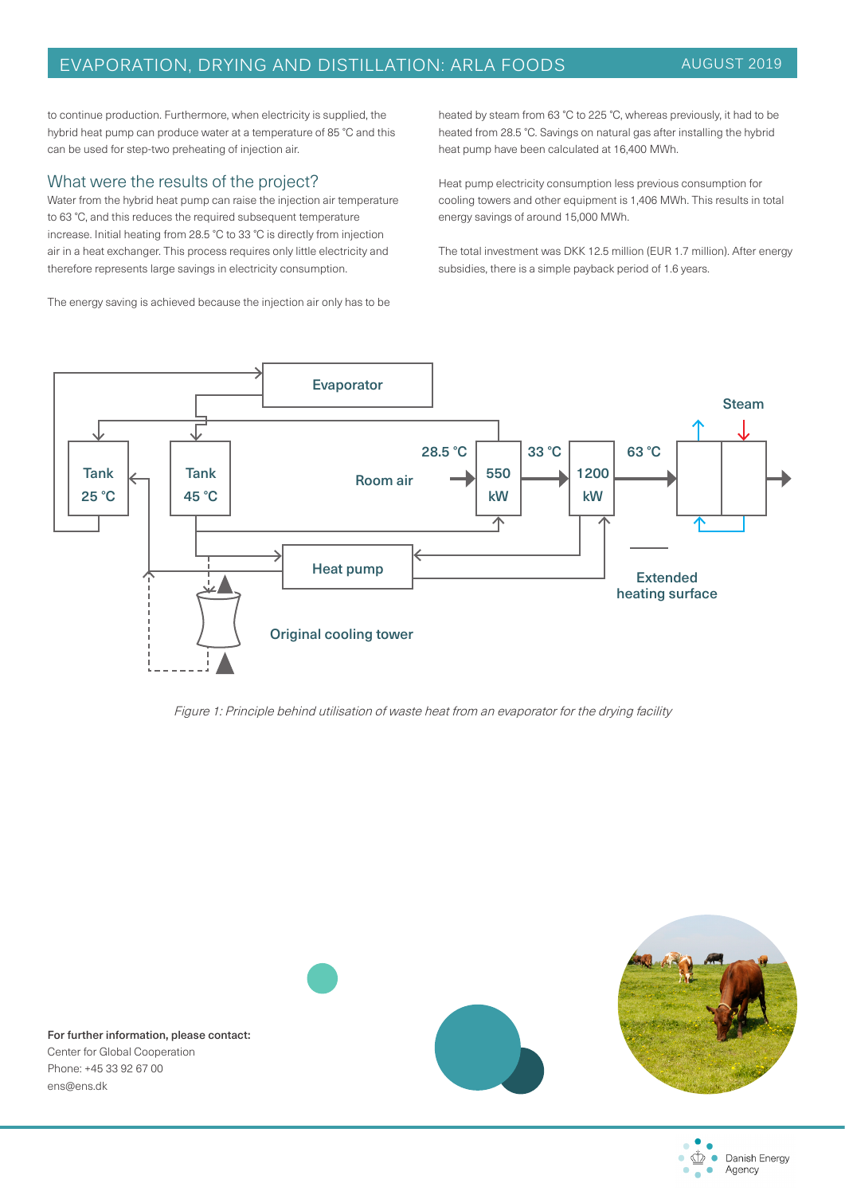to continue production. Furthermore, when electricity is supplied, the hybrid heat pump can produce water at a temperature of 85 °C and this can be used for step-two preheating of injection air.

## What were the results of the project?

Water from the hybrid heat pump can raise the injection air temperature to 63 °C, and this reduces the required subsequent temperature increase. Initial heating from 28.5 °C to 33 °C is directly from injection air in a heat exchanger. This process requires only little electricity and therefore represents large savings in electricity consumption.

The energy saving is achieved because the injection air only has to be heated by steam from 63 °C to 225 °C, whereas previously, it had to be heated from 28.5 °C. Savings on natural gas after installing the hybrid heat pump have been calculated at 16,400 MWh.

Heat pump electricity consumption less previous consumption for cooling towers and other equipment is 1,406 MWh. This results in total energy savings of around 15,000 MWh.

The total investment was DKK 12.5 million (EUR 1.7 million). After energy subsidies, there is a simple payback period of 1.6 years.

Evaporator

Steam

Tank 25 °C

Tank 45 °C

Room air

28.5 °C

550 kW

33 °C

1200 kW

63 °C

Heat pump

Extended heating surface

Original cooling tower

*Figure 1: Principle behind utilisation of waste heat from an evaporator for the drying facility*

**For further information, please contact:**
Center for Global Cooperation
Phone: +45 33 92 67 00
ens@ens.dk

Danish Energy Agency